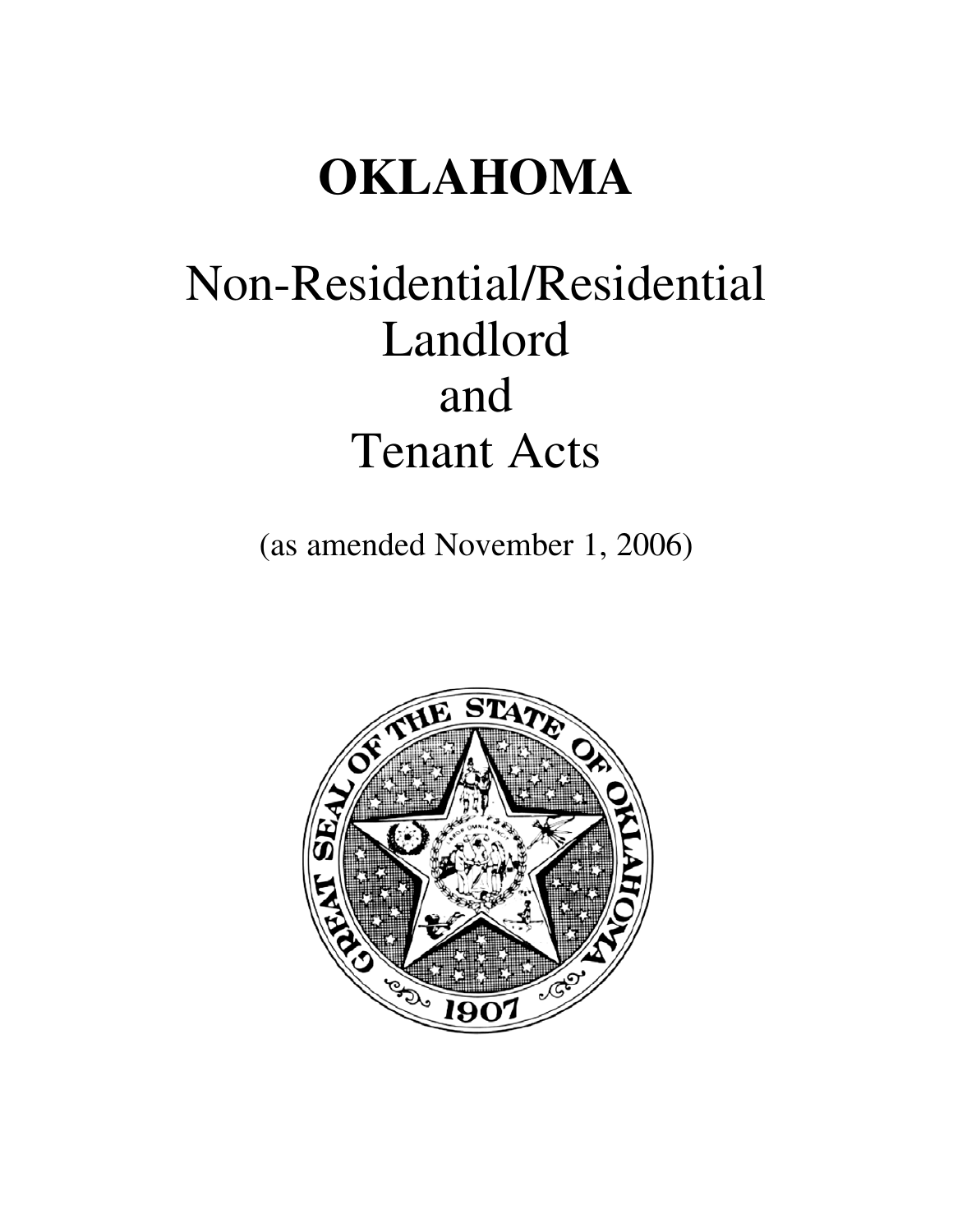# OKLAHOMA

## Non-Residential/Residential Landlord and Tenant Acts

(as amended November 1, 2006)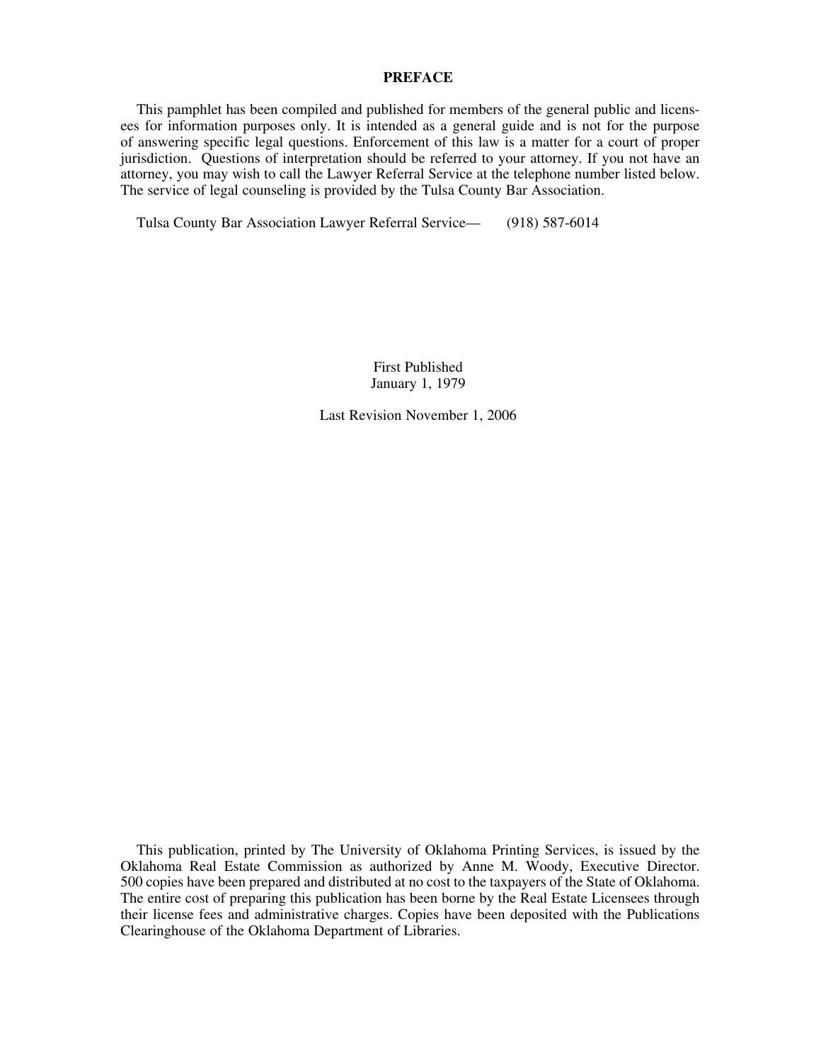## PREFACE

This pamphlet has been compiled and published for members of the general public and licensees for information purposes only. It is intended as a general guide and is not for the purpose of answering specific legal questions. Enforcement of this law is a matter for a court of proper jurisdiction. Questions of interpretation should be referred to your attorney. If you not have an attorney, you may wish to call the Lawyer Referral Service at the telephone number listed below. The service of legal counseling is provided by the Tulsa County Bar Association.

Tulsa County Bar Association Lawyer Referral Service— (918) 587-6014

First Published
January 1, 1979

Last Revision November 1, 2006

This publication, printed by The University of Oklahoma Printing Services, is issued by the Oklahoma Real Estate Commission as authorized by Anne M. Woody, Executive Director. 500 copies have been prepared and distributed at no cost to the taxpayers of the State of Oklahoma. The entire cost of preparing this publication has been borne by the Real Estate Licensees through their license fees and administrative charges. Copies have been deposited with the Publications Clearinghouse of the Oklahoma Department of Libraries.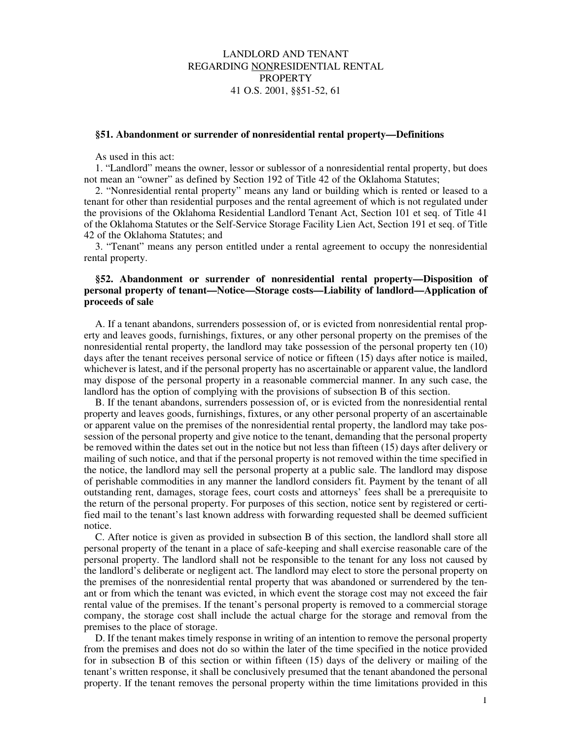# LANDLORD AND TENANT
# REGARDING <u>NON</u>RESIDENTIAL RENTAL PROPERTY
# 41 O.S. 2001, §§51-52, 61

### §51. Abandonment or surrender of nonresidential rental property—Definitions

As used in this act:

1. "Landlord" means the owner, lessor or sublessor of a nonresidential rental property, but does not mean an "owner" as defined by Section 192 of Title 42 of the Oklahoma Statutes;
2. "Nonresidential rental property" means any land or building which is rented or leased to a tenant for other than residential purposes and the rental agreement of which is not regulated under the provisions of the Oklahoma Residential Landlord Tenant Act, Section 101 et seq. of Title 41 of the Oklahoma Statutes or the Self-Service Storage Facility Lien Act, Section 191 et seq. of Title 42 of the Oklahoma Statutes; and
3. "Tenant" means any person entitled under a rental agreement to occupy the nonresidential rental property.

### §52. Abandonment or surrender of nonresidential rental property—Disposition of personal property of tenant—Notice—Storage costs—Liability of landlord—Application of proceeds of sale

A. If a tenant abandons, surrenders possession of, or is evicted from nonresidential rental property and leaves goods, furnishings, fixtures, or any other personal property on the premises of the nonresidential rental property, the landlord may take possession of the personal property ten (10) days after the tenant receives personal service of notice or fifteen (15) days after notice is mailed, whichever is latest, and if the personal property has no ascertainable or apparent value, the landlord may dispose of the personal property in a reasonable commercial manner. In any such case, the landlord has the option of complying with the provisions of subsection B of this section.

B. If the tenant abandons, surrenders possession of, or is evicted from the nonresidential rental property and leaves goods, furnishings, fixtures, or any other personal property of an ascertainable or apparent value on the premises of the nonresidential rental property, the landlord may take possession of the personal property and give notice to the tenant, demanding that the personal property be removed within the dates set out in the notice but not less than fifteen (15) days after delivery or mailing of such notice, and that if the personal property is not removed within the time specified in the notice, the landlord may sell the personal property at a public sale. The landlord may dispose of perishable commodities in any manner the landlord considers fit. Payment by the tenant of all outstanding rent, damages, storage fees, court costs and attorneys' fees shall be a prerequisite to the return of the personal property. For purposes of this section, notice sent by registered or certified mail to the tenant's last known address with forwarding requested shall be deemed sufficient notice.

C. After notice is given as provided in subsection B of this section, the landlord shall store all personal property of the tenant in a place of safe-keeping and shall exercise reasonable care of the personal property. The landlord shall not be responsible to the tenant for any loss not caused by the landlord's deliberate or negligent act. The landlord may elect to store the personal property on the premises of the nonresidential rental property that was abandoned or surrendered by the tenant or from which the tenant was evicted, in which event the storage cost may not exceed the fair rental value of the premises. If the tenant's personal property is removed to a commercial storage company, the storage cost shall include the actual charge for the storage and removal from the premises to the place of storage.

D. If the tenant makes timely response in writing of an intention to remove the personal property from the premises and does not do so within the later of the time specified in the notice provided for in subsection B of this section or within fifteen (15) days of the delivery or mailing of the tenant's written response, it shall be conclusively presumed that the tenant abandoned the personal property. If the tenant removes the personal property within the time limitations provided in this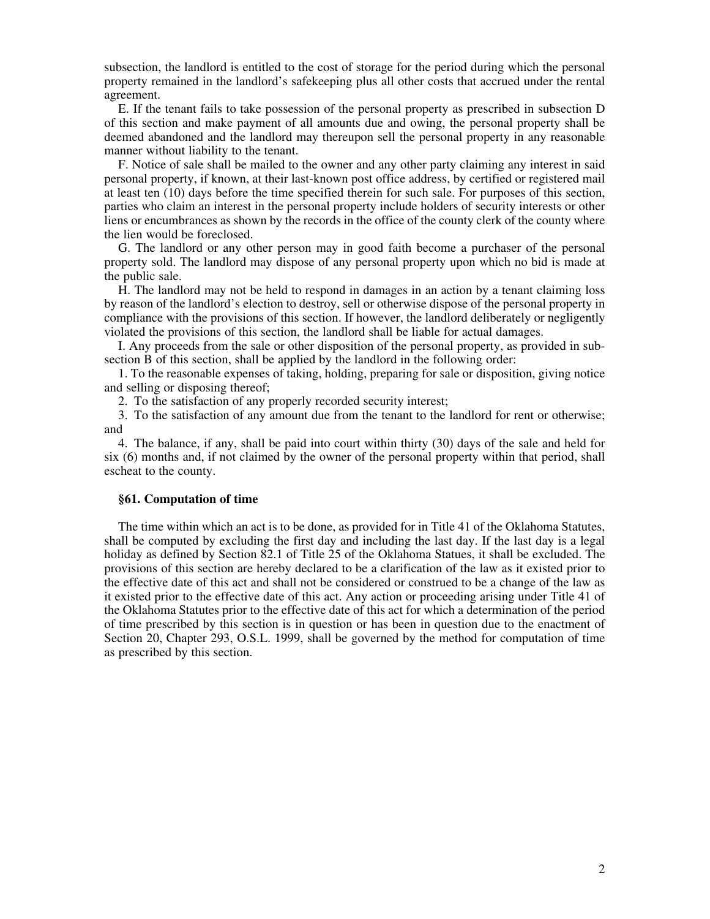subsection, the landlord is entitled to the cost of storage for the period during which the personal property remained in the landlord's safekeeping plus all other costs that accrued under the rental agreement.

E. If the tenant fails to take possession of the personal property as prescribed in subsection D of this section and make payment of all amounts due and owing, the personal property shall be deemed abandoned and the landlord may thereupon sell the personal property in any reasonable manner without liability to the tenant.

F. Notice of sale shall be mailed to the owner and any other party claiming any interest in said personal property, if known, at their last-known post office address, by certified or registered mail at least ten (10) days before the time specified therein for such sale. For purposes of this section, parties who claim an interest in the personal property include holders of security interests or other liens or encumbrances as shown by the records in the office of the county clerk of the county where the lien would be foreclosed.

G. The landlord or any other person may in good faith become a purchaser of the personal property sold. The landlord may dispose of any personal property upon which no bid is made at the public sale.

H. The landlord may not be held to respond in damages in an action by a tenant claiming loss by reason of the landlord's election to destroy, sell or otherwise dispose of the personal property in compliance with the provisions of this section. If however, the landlord deliberately or negligently violated the provisions of this section, the landlord shall be liable for actual damages.

I. Any proceeds from the sale or other disposition of the personal property, as provided in subsection B of this section, shall be applied by the landlord in the following order:

1. To the reasonable expenses of taking, holding, preparing for sale or disposition, giving notice and selling or disposing thereof;

2. To the satisfaction of any properly recorded security interest;

3. To the satisfaction of any amount due from the tenant to the landlord for rent or otherwise; and

4. The balance, if any, shall be paid into court within thirty (30) days of the sale and held for six (6) months and, if not claimed by the owner of the personal property within that period, shall escheat to the county.

### §61. Computation of time

The time within which an act is to be done, as provided for in Title 41 of the Oklahoma Statutes, shall be computed by excluding the first day and including the last day. If the last day is a legal holiday as defined by Section 82.1 of Title 25 of the Oklahoma Statues, it shall be excluded. The provisions of this section are hereby declared to be a clarification of the law as it existed prior to the effective date of this act and shall not be considered or construed to be a change of the law as it existed prior to the effective date of this act. Any action or proceeding arising under Title 41 of the Oklahoma Statutes prior to the effective date of this act for which a determination of the period of time prescribed by this section is in question or has been in question due to the enactment of Section 20, Chapter 293, O.S.L. 1999, shall be governed by the method for computation of time as prescribed by this section.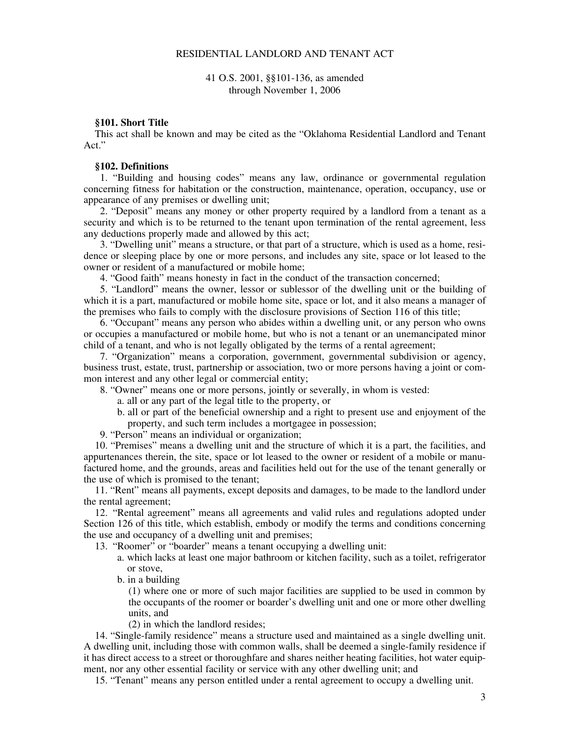RESIDENTIAL LANDLORD AND TENANT ACT

41 O.S. 2001, §§101-136, as amended
through November 1, 2006

**§101. Short Title**

This act shall be known and may be cited as the "Oklahoma Residential Landlord and Tenant Act."

**§102. Definitions**

1. "Building and housing codes" means any law, ordinance or governmental regulation concerning fitness for habitation or the construction, maintenance, operation, occupancy, use or appearance of any premises or dwelling unit;
2. "Deposit" means any money or other property required by a landlord from a tenant as a security and which is to be returned to the tenant upon termination of the rental agreement, less any deductions properly made and allowed by this act;
3. "Dwelling unit" means a structure, or that part of a structure, which is used as a home, residence or sleeping place by one or more persons, and includes any site, space or lot leased to the owner or resident of a manufactured or mobile home;
4. "Good faith" means honesty in fact in the conduct of the transaction concerned;
5. "Landlord" means the owner, lessor or sublessor of the dwelling unit or the building of which it is a part, manufactured or mobile home site, space or lot, and it also means a manager of the premises who fails to comply with the disclosure provisions of Section 116 of this title;
6. "Occupant" means any person who abides within a dwelling unit, or any person who owns or occupies a manufactured or mobile home, but who is not a tenant or an unemancipated minor child of a tenant, and who is not legally obligated by the terms of a rental agreement;
7. "Organization" means a corporation, government, governmental subdivision or agency, business trust, estate, trust, partnership or association, two or more persons having a joint or common interest and any other legal or commercial entity;
8. "Owner" means one or more persons, jointly or severally, in whom is vested:
   a. all or any part of the legal title to the property, or
   b. all or part of the beneficial ownership and a right to present use and enjoyment of the property, and such term includes a mortgagee in possession;
9. "Person" means an individual or organization;
10. "Premises" means a dwelling unit and the structure of which it is a part, the facilities, and appurtenances therein, the site, space or lot leased to the owner or resident of a mobile or manufactured home, and the grounds, areas and facilities held out for the use of the tenant generally or the use of which is promised to the tenant;
11. "Rent" means all payments, except deposits and damages, to be made to the landlord under the rental agreement;
12. "Rental agreement" means all agreements and valid rules and regulations adopted under Section 126 of this title, which establish, embody or modify the terms and conditions concerning the use and occupancy of a dwelling unit and premises;
13. "Roomer" or "boarder" means a tenant occupying a dwelling unit:
    a. which lacks at least one major bathroom or kitchen facility, such as a toilet, refrigerator or stove,
    b. in a building
       (1) where one or more of such major facilities are supplied to be used in common by the occupants of the roomer or boarder's dwelling unit and one or more other dwelling units, and
       (2) in which the landlord resides;
14. "Single-family residence" means a structure used and maintained as a single dwelling unit. A dwelling unit, including those with common walls, shall be deemed a single-family residence if it has direct access to a street or thoroughfare and shares neither heating facilities, hot water equipment, nor any other essential facility or service with any other dwelling unit; and
15. "Tenant" means any person entitled under a rental agreement to occupy a dwelling unit.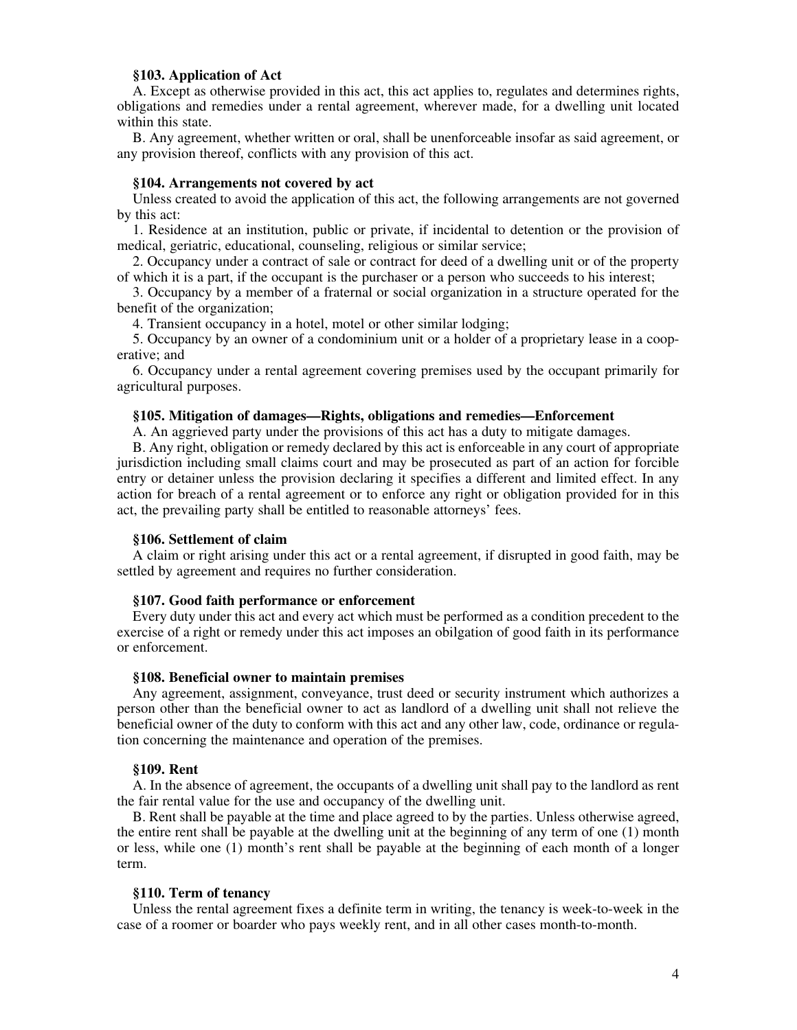### §103. Application of Act

A. Except as otherwise provided in this act, this act applies to, regulates and determines rights, obligations and remedies under a rental agreement, wherever made, for a dwelling unit located within this state.

B. Any agreement, whether written or oral, shall be unenforceable insofar as said agreement, or any provision thereof, conflicts with any provision of this act.

### §104. Arrangements not covered by act

Unless created to avoid the application of this act, the following arrangements are not governed by this act:

1. Residence at an institution, public or private, if incidental to detention or the provision of medical, geriatric, educational, counseling, religious or similar service;
2. Occupancy under a contract of sale or contract for deed of a dwelling unit or of the property of which it is a part, if the occupant is the purchaser or a person who succeeds to his interest;
3. Occupancy by a member of a fraternal or social organization in a structure operated for the benefit of the organization;
4. Transient occupancy in a hotel, motel or other similar lodging;
5. Occupancy by an owner of a condominium unit or a holder of a proprietary lease in a cooperative; and
6. Occupancy under a rental agreement covering premises used by the occupant primarily for agricultural purposes.

### §105. Mitigation of damages—Rights, obligations and remedies—Enforcement

A. An aggrieved party under the provisions of this act has a duty to mitigate damages.

B. Any right, obligation or remedy declared by this act is enforceable in any court of appropriate jurisdiction including small claims court and may be prosecuted as part of an action for forcible entry or detainer unless the provision declaring it specifies a different and limited effect. In any action for breach of a rental agreement or to enforce any right or obligation provided for in this act, the prevailing party shall be entitled to reasonable attorneys' fees.

### §106. Settlement of claim

A claim or right arising under this act or a rental agreement, if disrupted in good faith, may be settled by agreement and requires no further consideration.

### §107. Good faith performance or enforcement

Every duty under this act and every act which must be performed as a condition precedent to the exercise of a right or remedy under this act imposes an obilgation of good faith in its performance or enforcement.

### §108. Beneficial owner to maintain premises

Any agreement, assignment, conveyance, trust deed or security instrument which authorizes a person other than the beneficial owner to act as landlord of a dwelling unit shall not relieve the beneficial owner of the duty to conform with this act and any other law, code, ordinance or regulation concerning the maintenance and operation of the premises.

### §109. Rent

A. In the absence of agreement, the occupants of a dwelling unit shall pay to the landlord as rent the fair rental value for the use and occupancy of the dwelling unit.

B. Rent shall be payable at the time and place agreed to by the parties. Unless otherwise agreed, the entire rent shall be payable at the dwelling unit at the beginning of any term of one (1) month or less, while one (1) month's rent shall be payable at the beginning of each month of a longer term.

### §110. Term of tenancy

Unless the rental agreement fixes a definite term in writing, the tenancy is week-to-week in the case of a roomer or boarder who pays weekly rent, and in all other cases month-to-month.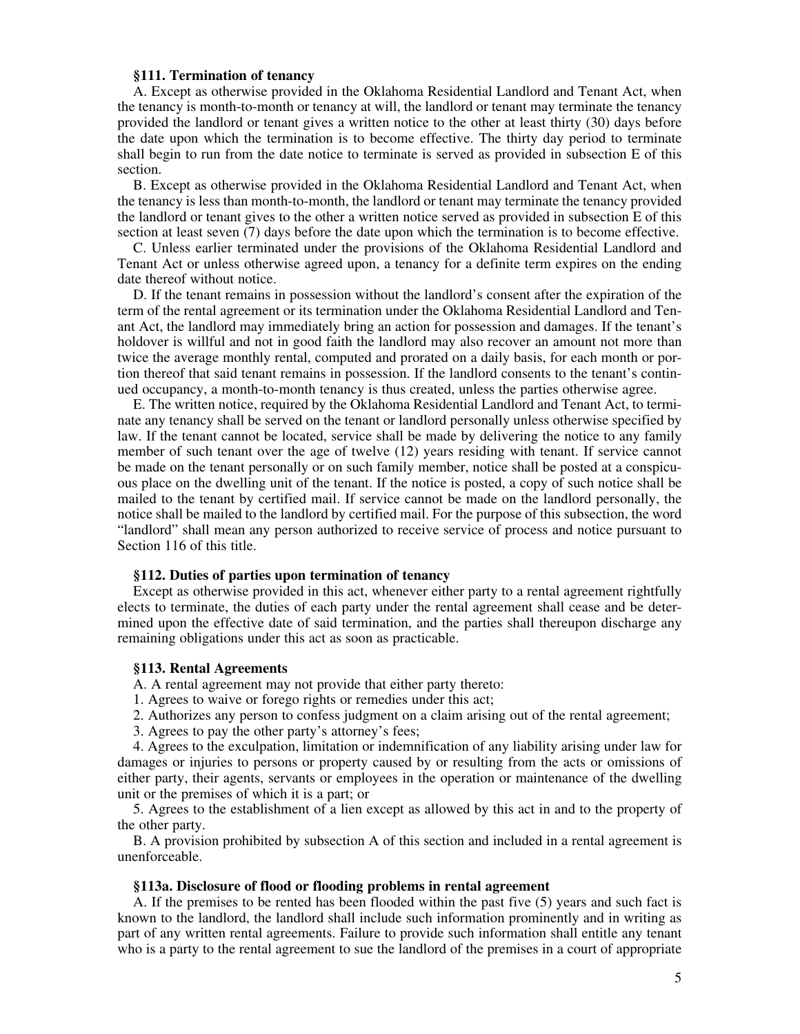### §111. Termination of tenancy

A. Except as otherwise provided in the Oklahoma Residential Landlord and Tenant Act, when the tenancy is month-to-month or tenancy at will, the landlord or tenant may terminate the tenancy provided the landlord or tenant gives a written notice to the other at least thirty (30) days before the date upon which the termination is to become effective. The thirty day period to terminate shall begin to run from the date notice to terminate is served as provided in subsection E of this section.

B. Except as otherwise provided in the Oklahoma Residential Landlord and Tenant Act, when the tenancy is less than month-to-month, the landlord or tenant may terminate the tenancy provided the landlord or tenant gives to the other a written notice served as provided in subsection E of this section at least seven (7) days before the date upon which the termination is to become effective.

C. Unless earlier terminated under the provisions of the Oklahoma Residential Landlord and Tenant Act or unless otherwise agreed upon, a tenancy for a definite term expires on the ending date thereof without notice.

D. If the tenant remains in possession without the landlord's consent after the expiration of the term of the rental agreement or its termination under the Oklahoma Residential Landlord and Tenant Act, the landlord may immediately bring an action for possession and damages. If the tenant's holdover is willful and not in good faith the landlord may also recover an amount not more than twice the average monthly rental, computed and prorated on a daily basis, for each month or portion thereof that said tenant remains in possession. If the landlord consents to the tenant's continued occupancy, a month-to-month tenancy is thus created, unless the parties otherwise agree.

E. The written notice, required by the Oklahoma Residential Landlord and Tenant Act, to terminate any tenancy shall be served on the tenant or landlord personally unless otherwise specified by law. If the tenant cannot be located, service shall be made by delivering the notice to any family member of such tenant over the age of twelve (12) years residing with tenant. If service cannot be made on the tenant personally or on such family member, notice shall be posted at a conspicuous place on the dwelling unit of the tenant. If the notice is posted, a copy of such notice shall be mailed to the tenant by certified mail. If service cannot be made on the landlord personally, the notice shall be mailed to the landlord by certified mail. For the purpose of this subsection, the word "landlord" shall mean any person authorized to receive service of process and notice pursuant to Section 116 of this title.

### §112. Duties of parties upon termination of tenancy

Except as otherwise provided in this act, whenever either party to a rental agreement rightfully elects to terminate, the duties of each party under the rental agreement shall cease and be determined upon the effective date of said termination, and the parties shall thereupon discharge any remaining obligations under this act as soon as practicable.

### §113. Rental Agreements

A. A rental agreement may not provide that either party thereto:

1. Agrees to waive or forego rights or remedies under this act;
2. Authorizes any person to confess judgment on a claim arising out of the rental agreement;
3. Agrees to pay the other party's attorney's fees;
4. Agrees to the exculpation, limitation or indemnification of any liability arising under law for damages or injuries to persons or property caused by or resulting from the acts or omissions of either party, their agents, servants or employees in the operation or maintenance of the dwelling unit or the premises of which it is a part; or
5. Agrees to the establishment of a lien except as allowed by this act in and to the property of the other party.

B. A provision prohibited by subsection A of this section and included in a rental agreement is unenforceable.

### §113a. Disclosure of flood or flooding problems in rental agreement

A. If the premises to be rented has been flooded within the past five (5) years and such fact is known to the landlord, the landlord shall include such information prominently and in writing as part of any written rental agreements. Failure to provide such information shall entitle any tenant who is a party to the rental agreement to sue the landlord of the premises in a court of appropriate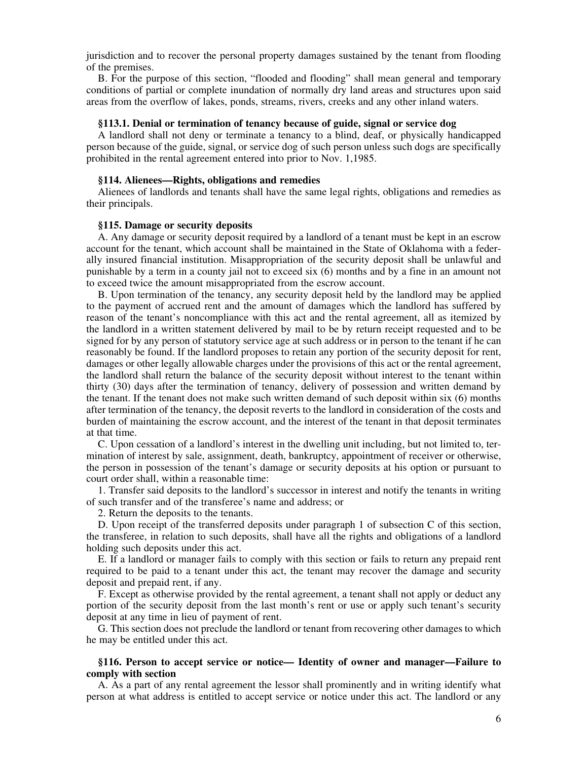jurisdiction and to recover the personal property damages sustained by the tenant from flooding of the premises.

B. For the purpose of this section, "flooded and flooding" shall mean general and temporary conditions of partial or complete inundation of normally dry land areas and structures upon said areas from the overflow of lakes, ponds, streams, rivers, creeks and any other inland waters.

### §113.1. Denial or termination of tenancy because of guide, signal or service dog

A landlord shall not deny or terminate a tenancy to a blind, deaf, or physically handicapped person because of the guide, signal, or service dog of such person unless such dogs are specifically prohibited in the rental agreement entered into prior to Nov. 1,1985.

### §114. Alienees—Rights, obligations and remedies

Alienees of landlords and tenants shall have the same legal rights, obligations and remedies as their principals.

### §115. Damage or security deposits

A. Any damage or security deposit required by a landlord of a tenant must be kept in an escrow account for the tenant, which account shall be maintained in the State of Oklahoma with a federally insured financial institution. Misappropriation of the security deposit shall be unlawful and punishable by a term in a county jail not to exceed six (6) months and by a fine in an amount not to exceed twice the amount misappropriated from the escrow account.

B. Upon termination of the tenancy, any security deposit held by the landlord may be applied to the payment of accrued rent and the amount of damages which the landlord has suffered by reason of the tenant's noncompliance with this act and the rental agreement, all as itemized by the landlord in a written statement delivered by mail to be by return receipt requested and to be signed for by any person of statutory service age at such address or in person to the tenant if he can reasonably be found. If the landlord proposes to retain any portion of the security deposit for rent, damages or other legally allowable charges under the provisions of this act or the rental agreement, the landlord shall return the balance of the security deposit without interest to the tenant within thirty (30) days after the termination of tenancy, delivery of possession and written demand by the tenant. If the tenant does not make such written demand of such deposit within six (6) months after termination of the tenancy, the deposit reverts to the landlord in consideration of the costs and burden of maintaining the escrow account, and the interest of the tenant in that deposit terminates at that time.

C. Upon cessation of a landlord's interest in the dwelling unit including, but not limited to, termination of interest by sale, assignment, death, bankruptcy, appointment of receiver or otherwise, the person in possession of the tenant's damage or security deposits at his option or pursuant to court order shall, within a reasonable time:

1. Transfer said deposits to the landlord's successor in interest and notify the tenants in writing of such transfer and of the transferee's name and address; or

2. Return the deposits to the tenants.

D. Upon receipt of the transferred deposits under paragraph 1 of subsection C of this section, the transferee, in relation to such deposits, shall have all the rights and obligations of a landlord holding such deposits under this act.

E. If a landlord or manager fails to comply with this section or fails to return any prepaid rent required to be paid to a tenant under this act, the tenant may recover the damage and security deposit and prepaid rent, if any.

F. Except as otherwise provided by the rental agreement, a tenant shall not apply or deduct any portion of the security deposit from the last month's rent or use or apply such tenant's security deposit at any time in lieu of payment of rent.

G. This section does not preclude the landlord or tenant from recovering other damages to which he may be entitled under this act.

### §116. Person to accept service or notice— Identity of owner and manager—Failure to comply with section

A. As a part of any rental agreement the lessor shall prominently and in writing identify what person at what address is entitled to accept service or notice under this act. The landlord or any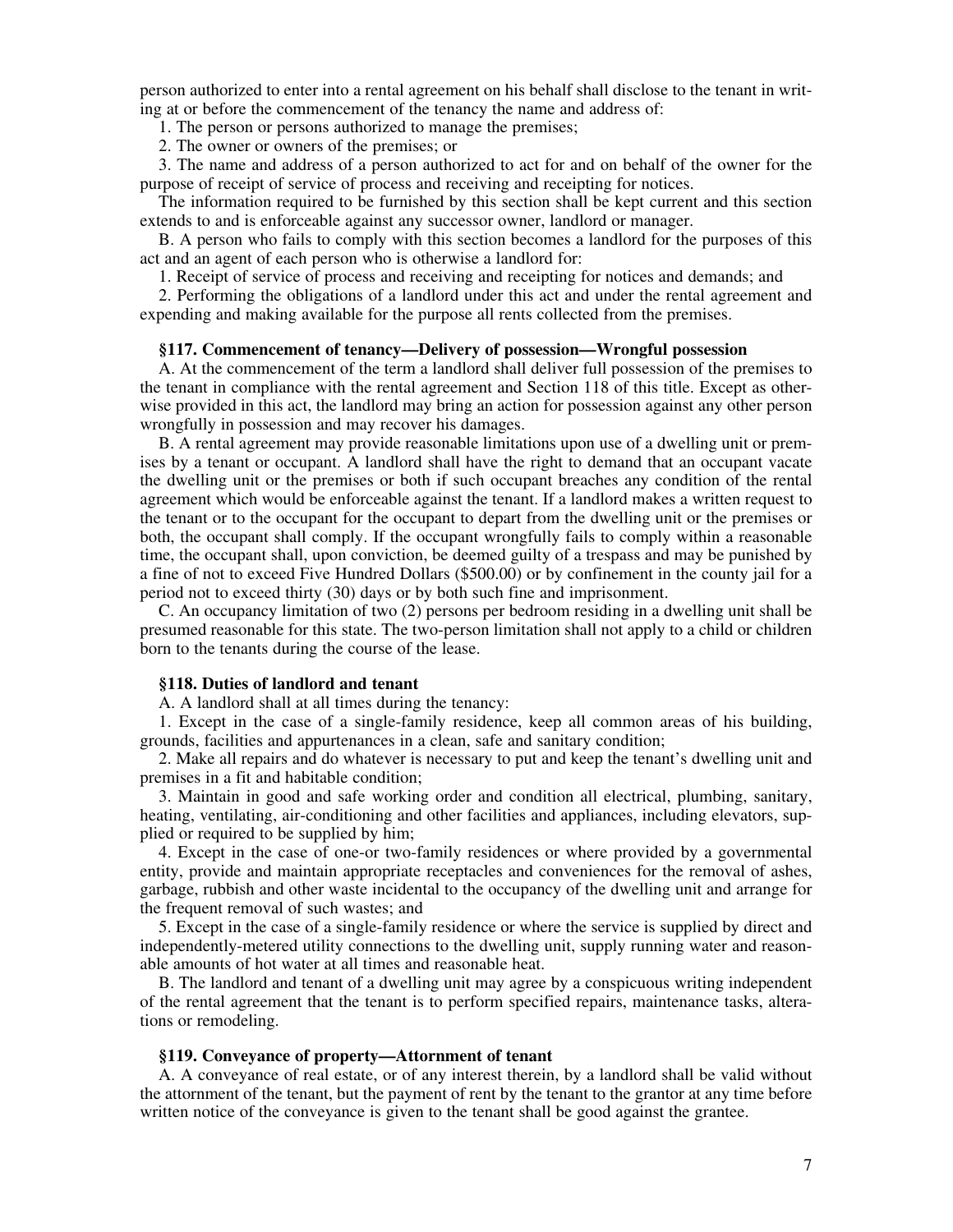person authorized to enter into a rental agreement on his behalf shall disclose to the tenant in writing at or before the commencement of the tenancy the name and address of:

1. The person or persons authorized to manage the premises;

2. The owner or owners of the premises; or

3. The name and address of a person authorized to act for and on behalf of the owner for the purpose of receipt of service of process and receiving and receipting for notices.

The information required to be furnished by this section shall be kept current and this section extends to and is enforceable against any successor owner, landlord or manager.

B. A person who fails to comply with this section becomes a landlord for the purposes of this act and an agent of each person who is otherwise a landlord for:

1. Receipt of service of process and receiving and receipting for notices and demands; and

2. Performing the obligations of a landlord under this act and under the rental agreement and expending and making available for the purpose all rents collected from the premises.

### §117. Commencement of tenancy—Delivery of possession—Wrongful possession

A. At the commencement of the term a landlord shall deliver full possession of the premises to the tenant in compliance with the rental agreement and Section 118 of this title. Except as otherwise provided in this act, the landlord may bring an action for possession against any other person wrongfully in possession and may recover his damages.

B. A rental agreement may provide reasonable limitations upon use of a dwelling unit or premises by a tenant or occupant. A landlord shall have the right to demand that an occupant vacate the dwelling unit or the premises or both if such occupant breaches any condition of the rental agreement which would be enforceable against the tenant. If a landlord makes a written request to the tenant or to the occupant for the occupant to depart from the dwelling unit or the premises or both, the occupant shall comply. If the occupant wrongfully fails to comply within a reasonable time, the occupant shall, upon conviction, be deemed guilty of a trespass and may be punished by a fine of not to exceed Five Hundred Dollars ($500.00) or by confinement in the county jail for a period not to exceed thirty (30) days or by both such fine and imprisonment.

C. An occupancy limitation of two (2) persons per bedroom residing in a dwelling unit shall be presumed reasonable for this state. The two-person limitation shall not apply to a child or children born to the tenants during the course of the lease.

### §118. Duties of landlord and tenant

A. A landlord shall at all times during the tenancy:

1. Except in the case of a single-family residence, keep all common areas of his building, grounds, facilities and appurtenances in a clean, safe and sanitary condition;

2. Make all repairs and do whatever is necessary to put and keep the tenant's dwelling unit and premises in a fit and habitable condition;

3. Maintain in good and safe working order and condition all electrical, plumbing, sanitary, heating, ventilating, air-conditioning and other facilities and appliances, including elevators, supplied or required to be supplied by him;

4. Except in the case of one-or two-family residences or where provided by a governmental entity, provide and maintain appropriate receptacles and conveniences for the removal of ashes, garbage, rubbish and other waste incidental to the occupancy of the dwelling unit and arrange for the frequent removal of such wastes; and

5. Except in the case of a single-family residence or where the service is supplied by direct and independently-metered utility connections to the dwelling unit, supply running water and reasonable amounts of hot water at all times and reasonable heat.

B. The landlord and tenant of a dwelling unit may agree by a conspicuous writing independent of the rental agreement that the tenant is to perform specified repairs, maintenance tasks, alterations or remodeling.

### §119. Conveyance of property—Attornment of tenant

A. A conveyance of real estate, or of any interest therein, by a landlord shall be valid without the attornment of the tenant, but the payment of rent by the tenant to the grantor at any time before written notice of the conveyance is given to the tenant shall be good against the grantee.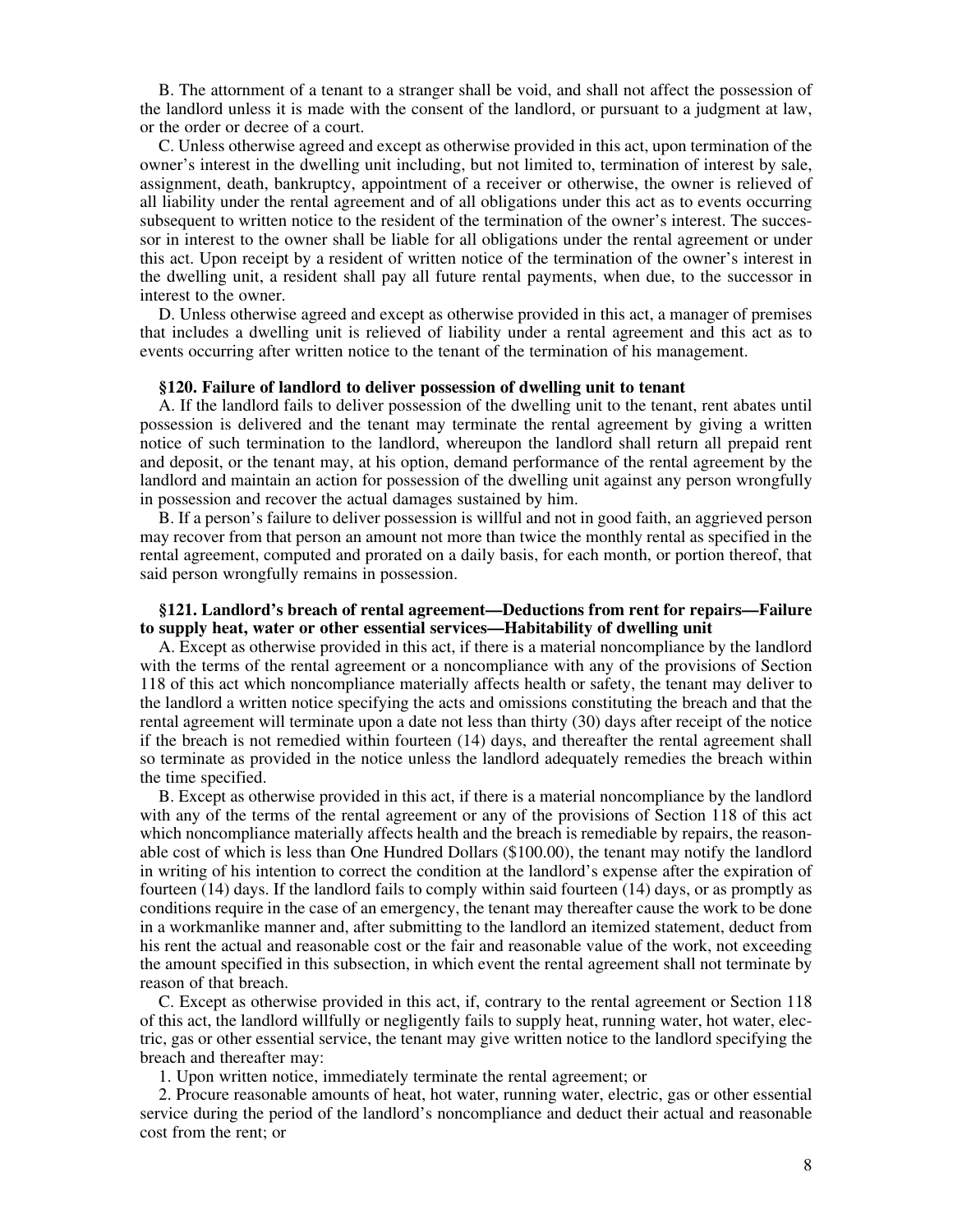B. The attornment of a tenant to a stranger shall be void, and shall not affect the possession of the landlord unless it is made with the consent of the landlord, or pursuant to a judgment at law, or the order or decree of a court.

C. Unless otherwise agreed and except as otherwise provided in this act, upon termination of the owner's interest in the dwelling unit including, but not limited to, termination of interest by sale, assignment, death, bankruptcy, appointment of a receiver or otherwise, the owner is relieved of all liability under the rental agreement and of all obligations under this act as to events occurring subsequent to written notice to the resident of the termination of the owner's interest. The successor in interest to the owner shall be liable for all obligations under the rental agreement or under this act. Upon receipt by a resident of written notice of the termination of the owner's interest in the dwelling unit, a resident shall pay all future rental payments, when due, to the successor in interest to the owner.

D. Unless otherwise agreed and except as otherwise provided in this act, a manager of premises that includes a dwelling unit is relieved of liability under a rental agreement and this act as to events occurring after written notice to the tenant of the termination of his management.

### §120. Failure of landlord to deliver possession of dwelling unit to tenant

A. If the landlord fails to deliver possession of the dwelling unit to the tenant, rent abates until possession is delivered and the tenant may terminate the rental agreement by giving a written notice of such termination to the landlord, whereupon the landlord shall return all prepaid rent and deposit, or the tenant may, at his option, demand performance of the rental agreement by the landlord and maintain an action for possession of the dwelling unit against any person wrongfully in possession and recover the actual damages sustained by him.

B. If a person's failure to deliver possession is willful and not in good faith, an aggrieved person may recover from that person an amount not more than twice the monthly rental as specified in the rental agreement, computed and prorated on a daily basis, for each month, or portion thereof, that said person wrongfully remains in possession.

### §121. Landlord's breach of rental agreement—Deductions from rent for repairs—Failure to supply heat, water or other essential services—Habitability of dwelling unit

A. Except as otherwise provided in this act, if there is a material noncompliance by the landlord with the terms of the rental agreement or a noncompliance with any of the provisions of Section 118 of this act which noncompliance materially affects health or safety, the tenant may deliver to the landlord a written notice specifying the acts and omissions constituting the breach and that the rental agreement will terminate upon a date not less than thirty (30) days after receipt of the notice if the breach is not remedied within fourteen (14) days, and thereafter the rental agreement shall so terminate as provided in the notice unless the landlord adequately remedies the breach within the time specified.

B. Except as otherwise provided in this act, if there is a material noncompliance by the landlord with any of the terms of the rental agreement or any of the provisions of Section 118 of this act which noncompliance materially affects health and the breach is remediable by repairs, the reasonable cost of which is less than One Hundred Dollars ($100.00), the tenant may notify the landlord in writing of his intention to correct the condition at the landlord's expense after the expiration of fourteen (14) days. If the landlord fails to comply within said fourteen (14) days, or as promptly as conditions require in the case of an emergency, the tenant may thereafter cause the work to be done in a workmanlike manner and, after submitting to the landlord an itemized statement, deduct from his rent the actual and reasonable cost or the fair and reasonable value of the work, not exceeding the amount specified in this subsection, in which event the rental agreement shall not terminate by reason of that breach.

C. Except as otherwise provided in this act, if, contrary to the rental agreement or Section 118 of this act, the landlord willfully or negligently fails to supply heat, running water, hot water, electric, gas or other essential service, the tenant may give written notice to the landlord specifying the breach and thereafter may:

1. Upon written notice, immediately terminate the rental agreement; or

2. Procure reasonable amounts of heat, hot water, running water, electric, gas or other essential service during the period of the landlord's noncompliance and deduct their actual and reasonable cost from the rent; or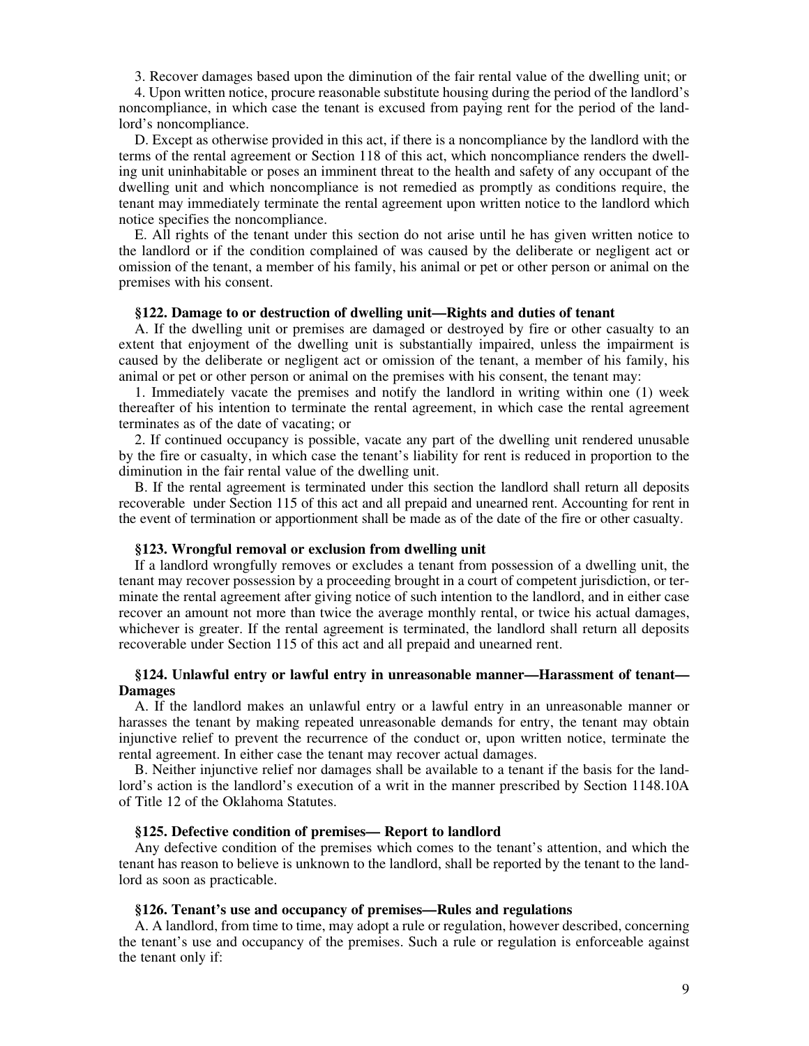3. Recover damages based upon the diminution of the fair rental value of the dwelling unit; or

4. Upon written notice, procure reasonable substitute housing during the period of the landlord's noncompliance, in which case the tenant is excused from paying rent for the period of the landlord's noncompliance.

D. Except as otherwise provided in this act, if there is a noncompliance by the landlord with the terms of the rental agreement or Section 118 of this act, which noncompliance renders the dwelling unit uninhabitable or poses an imminent threat to the health and safety of any occupant of the dwelling unit and which noncompliance is not remedied as promptly as conditions require, the tenant may immediately terminate the rental agreement upon written notice to the landlord which notice specifies the noncompliance.

E. All rights of the tenant under this section do not arise until he has given written notice to the landlord or if the condition complained of was caused by the deliberate or negligent act or omission of the tenant, a member of his family, his animal or pet or other person or animal on the premises with his consent.

### §122. Damage to or destruction of dwelling unit—Rights and duties of tenant

A. If the dwelling unit or premises are damaged or destroyed by fire or other casualty to an extent that enjoyment of the dwelling unit is substantially impaired, unless the impairment is caused by the deliberate or negligent act or omission of the tenant, a member of his family, his animal or pet or other person or animal on the premises with his consent, the tenant may:

1. Immediately vacate the premises and notify the landlord in writing within one (1) week thereafter of his intention to terminate the rental agreement, in which case the rental agreement terminates as of the date of vacating; or

2. If continued occupancy is possible, vacate any part of the dwelling unit rendered unusable by the fire or casualty, in which case the tenant's liability for rent is reduced in proportion to the diminution in the fair rental value of the dwelling unit.

B. If the rental agreement is terminated under this section the landlord shall return all deposits recoverable under Section 115 of this act and all prepaid and unearned rent. Accounting for rent in the event of termination or apportionment shall be made as of the date of the fire or other casualty.

### §123. Wrongful removal or exclusion from dwelling unit

If a landlord wrongfully removes or excludes a tenant from possession of a dwelling unit, the tenant may recover possession by a proceeding brought in a court of competent jurisdiction, or terminate the rental agreement after giving notice of such intention to the landlord, and in either case recover an amount not more than twice the average monthly rental, or twice his actual damages, whichever is greater. If the rental agreement is terminated, the landlord shall return all deposits recoverable under Section 115 of this act and all prepaid and unearned rent.

### §124. Unlawful entry or lawful entry in unreasonable manner—Harassment of tenant—Damages

A. If the landlord makes an unlawful entry or a lawful entry in an unreasonable manner or harasses the tenant by making repeated unreasonable demands for entry, the tenant may obtain injunctive relief to prevent the recurrence of the conduct or, upon written notice, terminate the rental agreement. In either case the tenant may recover actual damages.

B. Neither injunctive relief nor damages shall be available to a tenant if the basis for the landlord's action is the landlord's execution of a writ in the manner prescribed by Section 1148.10A of Title 12 of the Oklahoma Statutes.

### §125. Defective condition of premises— Report to landlord

Any defective condition of the premises which comes to the tenant's attention, and which the tenant has reason to believe is unknown to the landlord, shall be reported by the tenant to the landlord as soon as practicable.

### §126. Tenant's use and occupancy of premises—Rules and regulations

A. A landlord, from time to time, may adopt a rule or regulation, however described, concerning the tenant's use and occupancy of the premises. Such a rule or regulation is enforceable against the tenant only if: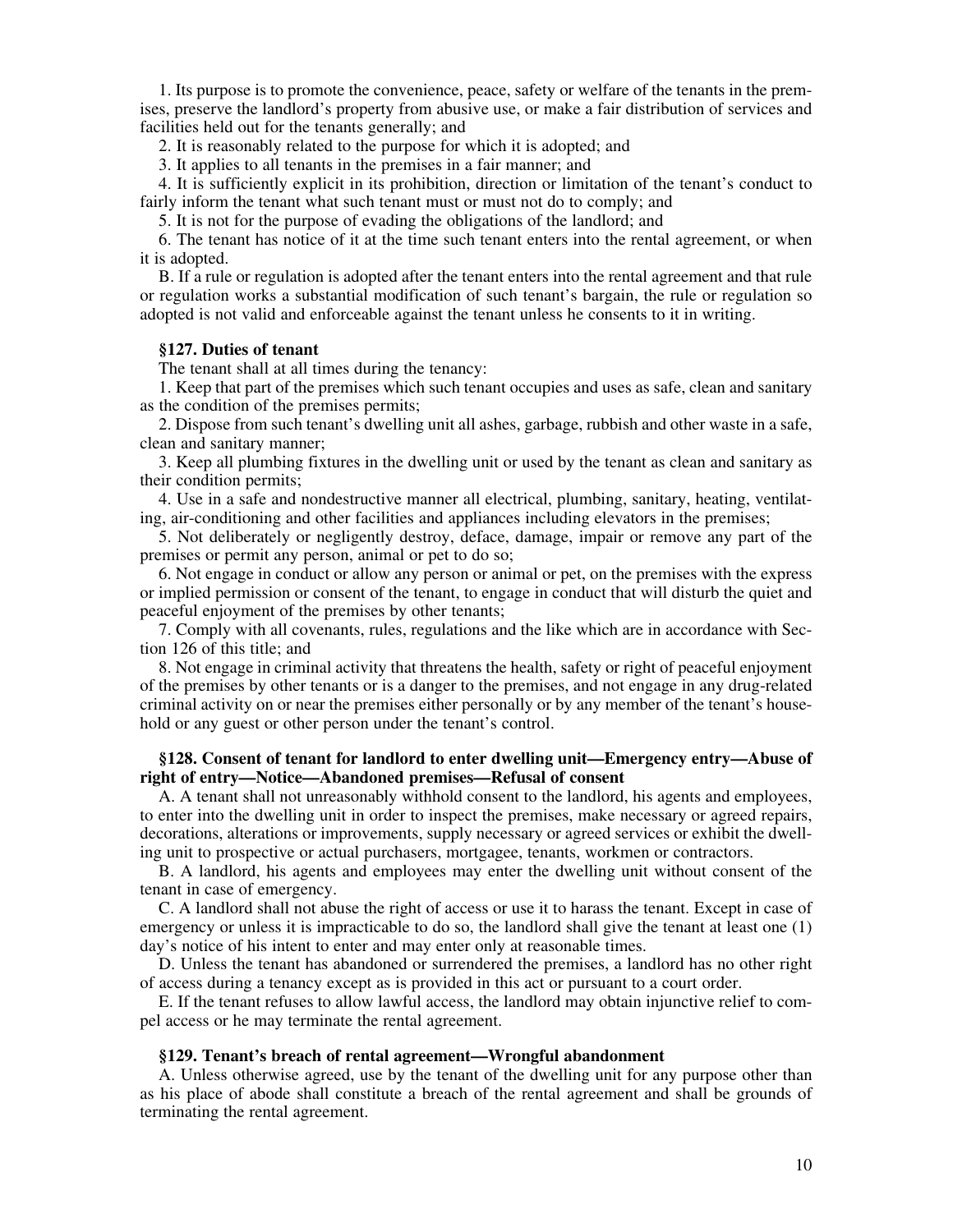1. Its purpose is to promote the convenience, peace, safety or welfare of the tenants in the premises, preserve the landlord's property from abusive use, or make a fair distribution of services and facilities held out for the tenants generally; and

2. It is reasonably related to the purpose for which it is adopted; and

3. It applies to all tenants in the premises in a fair manner; and

4. It is sufficiently explicit in its prohibition, direction or limitation of the tenant's conduct to fairly inform the tenant what such tenant must or must not do to comply; and

5. It is not for the purpose of evading the obligations of the landlord; and

6. The tenant has notice of it at the time such tenant enters into the rental agreement, or when it is adopted.

B. If a rule or regulation is adopted after the tenant enters into the rental agreement and that rule or regulation works a substantial modification of such tenant's bargain, the rule or regulation so adopted is not valid and enforceable against the tenant unless he consents to it in writing.

**§127. Duties of tenant**

The tenant shall at all times during the tenancy:

1. Keep that part of the premises which such tenant occupies and uses as safe, clean and sanitary as the condition of the premises permits;

2. Dispose from such tenant's dwelling unit all ashes, garbage, rubbish and other waste in a safe, clean and sanitary manner;

3. Keep all plumbing fixtures in the dwelling unit or used by the tenant as clean and sanitary as their condition permits;

4. Use in a safe and nondestructive manner all electrical, plumbing, sanitary, heating, ventilating, air-conditioning and other facilities and appliances including elevators in the premises;

5. Not deliberately or negligently destroy, deface, damage, impair or remove any part of the premises or permit any person, animal or pet to do so;

6. Not engage in conduct or allow any person or animal or pet, on the premises with the express or implied permission or consent of the tenant, to engage in conduct that will disturb the quiet and peaceful enjoyment of the premises by other tenants;

7. Comply with all covenants, rules, regulations and the like which are in accordance with Section 126 of this title; and

8. Not engage in criminal activity that threatens the health, safety or right of peaceful enjoyment of the premises by other tenants or is a danger to the premises, and not engage in any drug-related criminal activity on or near the premises either personally or by any member of the tenant's household or any guest or other person under the tenant's control.

**§128. Consent of tenant for landlord to enter dwelling unit—Emergency entry—Abuse of right of entry—Notice—Abandoned premises—Refusal of consent**

A. A tenant shall not unreasonably withhold consent to the landlord, his agents and employees, to enter into the dwelling unit in order to inspect the premises, make necessary or agreed repairs, decorations, alterations or improvements, supply necessary or agreed services or exhibit the dwelling unit to prospective or actual purchasers, mortgagee, tenants, workmen or contractors.

B. A landlord, his agents and employees may enter the dwelling unit without consent of the tenant in case of emergency.

C. A landlord shall not abuse the right of access or use it to harass the tenant. Except in case of emergency or unless it is impracticable to do so, the landlord shall give the tenant at least one (1) day's notice of his intent to enter and may enter only at reasonable times.

D. Unless the tenant has abandoned or surrendered the premises, a landlord has no other right of access during a tenancy except as is provided in this act or pursuant to a court order.

E. If the tenant refuses to allow lawful access, the landlord may obtain injunctive relief to compel access or he may terminate the rental agreement.

**§129. Tenant's breach of rental agreement—Wrongful abandonment**

A. Unless otherwise agreed, use by the tenant of the dwelling unit for any purpose other than as his place of abode shall constitute a breach of the rental agreement and shall be grounds of terminating the rental agreement.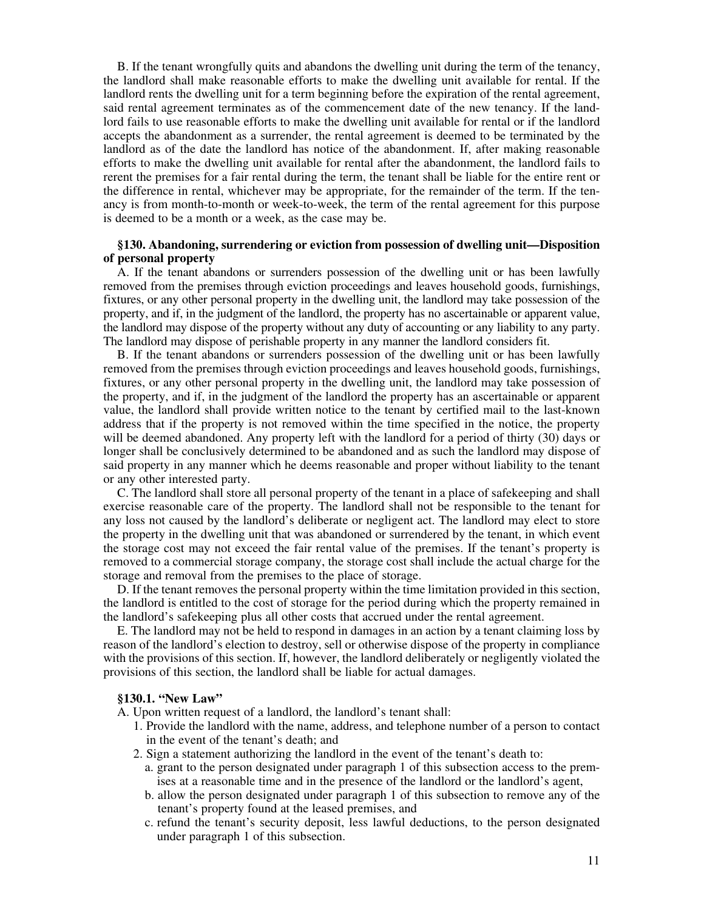B. If the tenant wrongfully quits and abandons the dwelling unit during the term of the tenancy, the landlord shall make reasonable efforts to make the dwelling unit available for rental. If the landlord rents the dwelling unit for a term beginning before the expiration of the rental agreement, said rental agreement terminates as of the commencement date of the new tenancy. If the landlord fails to use reasonable efforts to make the dwelling unit available for rental or if the landlord accepts the abandonment as a surrender, the rental agreement is deemed to be terminated by the landlord as of the date the landlord has notice of the abandonment. If, after making reasonable efforts to make the dwelling unit available for rental after the abandonment, the landlord fails to rerent the premises for a fair rental during the term, the tenant shall be liable for the entire rent or the difference in rental, whichever may be appropriate, for the remainder of the term. If the tenancy is from month-to-month or week-to-week, the term of the rental agreement for this purpose is deemed to be a month or a week, as the case may be.

### §130. Abandoning, surrendering or eviction from possession of dwelling unit—Disposition of personal property

A. If the tenant abandons or surrenders possession of the dwelling unit or has been lawfully removed from the premises through eviction proceedings and leaves household goods, furnishings, fixtures, or any other personal property in the dwelling unit, the landlord may take possession of the property, and if, in the judgment of the landlord, the property has no ascertainable or apparent value, the landlord may dispose of the property without any duty of accounting or any liability to any party. The landlord may dispose of perishable property in any manner the landlord considers fit.

B. If the tenant abandons or surrenders possession of the dwelling unit or has been lawfully removed from the premises through eviction proceedings and leaves household goods, furnishings, fixtures, or any other personal property in the dwelling unit, the landlord may take possession of the property, and if, in the judgment of the landlord the property has an ascertainable or apparent value, the landlord shall provide written notice to the tenant by certified mail to the last-known address that if the property is not removed within the time specified in the notice, the property will be deemed abandoned. Any property left with the landlord for a period of thirty (30) days or longer shall be conclusively determined to be abandoned and as such the landlord may dispose of said property in any manner which he deems reasonable and proper without liability to the tenant or any other interested party.

C. The landlord shall store all personal property of the tenant in a place of safekeeping and shall exercise reasonable care of the property. The landlord shall not be responsible to the tenant for any loss not caused by the landlord's deliberate or negligent act. The landlord may elect to store the property in the dwelling unit that was abandoned or surrendered by the tenant, in which event the storage cost may not exceed the fair rental value of the premises. If the tenant's property is removed to a commercial storage company, the storage cost shall include the actual charge for the storage and removal from the premises to the place of storage.

D. If the tenant removes the personal property within the time limitation provided in this section, the landlord is entitled to the cost of storage for the period during which the property remained in the landlord's safekeeping plus all other costs that accrued under the rental agreement.

E. The landlord may not be held to respond in damages in an action by a tenant claiming loss by reason of the landlord's election to destroy, sell or otherwise dispose of the property in compliance with the provisions of this section. If, however, the landlord deliberately or negligently violated the provisions of this section, the landlord shall be liable for actual damages.

### §130.1. "New Law"

A. Upon written request of a landlord, the landlord's tenant shall:

1. Provide the landlord with the name, address, and telephone number of a person to contact in the event of the tenant's death; and
2. Sign a statement authorizing the landlord in the event of the tenant's death to:
   a. grant to the person designated under paragraph 1 of this subsection access to the premises at a reasonable time and in the presence of the landlord or the landlord's agent,
   b. allow the person designated under paragraph 1 of this subsection to remove any of the tenant's property found at the leased premises, and
   c. refund the tenant's security deposit, less lawful deductions, to the person designated under paragraph 1 of this subsection.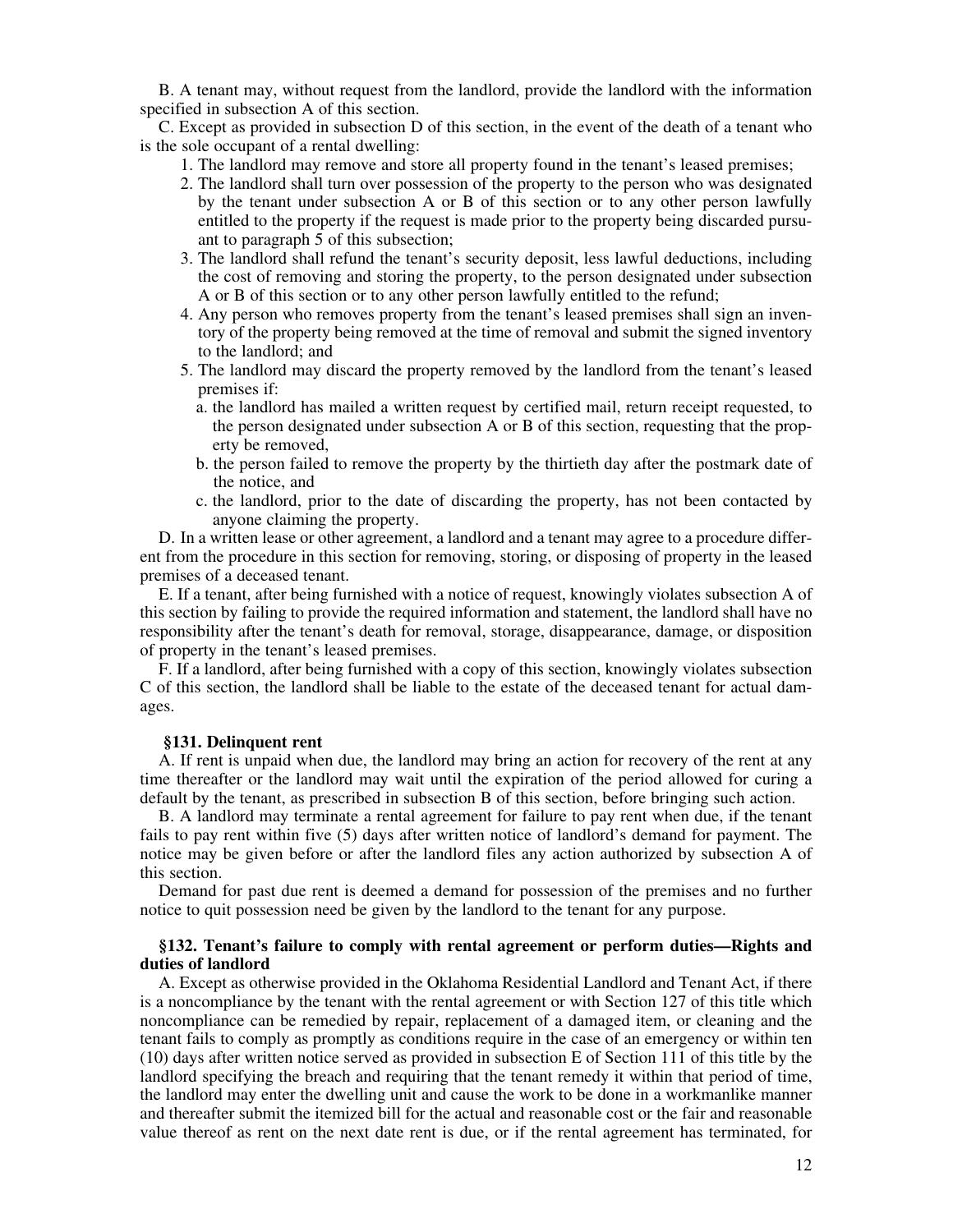B. A tenant may, without request from the landlord, provide the landlord with the information specified in subsection A of this section.

C. Except as provided in subsection D of this section, in the event of the death of a tenant who is the sole occupant of a rental dwelling:

1. The landlord may remove and store all property found in the tenant's leased premises;
2. The landlord shall turn over possession of the property to the person who was designated by the tenant under subsection A or B of this section or to any other person lawfully entitled to the property if the request is made prior to the property being discarded pursuant to paragraph 5 of this subsection;
3. The landlord shall refund the tenant's security deposit, less lawful deductions, including the cost of removing and storing the property, to the person designated under subsection A or B of this section or to any other person lawfully entitled to the refund;
4. Any person who removes property from the tenant's leased premises shall sign an inventory of the property being removed at the time of removal and submit the signed inventory to the landlord; and
5. The landlord may discard the property removed by the landlord from the tenant's leased premises if:
   a. the landlord has mailed a written request by certified mail, return receipt requested, to the person designated under subsection A or B of this section, requesting that the property be removed,
   b. the person failed to remove the property by the thirtieth day after the postmark date of the notice, and
   c. the landlord, prior to the date of discarding the property, has not been contacted by anyone claiming the property.

D. In a written lease or other agreement, a landlord and a tenant may agree to a procedure different from the procedure in this section for removing, storing, or disposing of property in the leased premises of a deceased tenant.

E. If a tenant, after being furnished with a notice of request, knowingly violates subsection A of this section by failing to provide the required information and statement, the landlord shall have no responsibility after the tenant's death for removal, storage, disappearance, damage, or disposition of property in the tenant's leased premises.

F. If a landlord, after being furnished with a copy of this section, knowingly violates subsection C of this section, the landlord shall be liable to the estate of the deceased tenant for actual damages.

**§131. Delinquent rent**

A. If rent is unpaid when due, the landlord may bring an action for recovery of the rent at any time thereafter or the landlord may wait until the expiration of the period allowed for curing a default by the tenant, as prescribed in subsection B of this section, before bringing such action.

B. A landlord may terminate a rental agreement for failure to pay rent when due, if the tenant fails to pay rent within five (5) days after written notice of landlord's demand for payment. The notice may be given before or after the landlord files any action authorized by subsection A of this section.

Demand for past due rent is deemed a demand for possession of the premises and no further notice to quit possession need be given by the landlord to the tenant for any purpose.

**§132. Tenant's failure to comply with rental agreement or perform duties—Rights and duties of landlord**

A. Except as otherwise provided in the Oklahoma Residential Landlord and Tenant Act, if there is a noncompliance by the tenant with the rental agreement or with Section 127 of this title which noncompliance can be remedied by repair, replacement of a damaged item, or cleaning and the tenant fails to comply as promptly as conditions require in the case of an emergency or within ten (10) days after written notice served as provided in subsection E of Section 111 of this title by the landlord specifying the breach and requiring that the tenant remedy it within that period of time, the landlord may enter the dwelling unit and cause the work to be done in a workmanlike manner and thereafter submit the itemized bill for the actual and reasonable cost or the fair and reasonable value thereof as rent on the next date rent is due, or if the rental agreement has terminated, for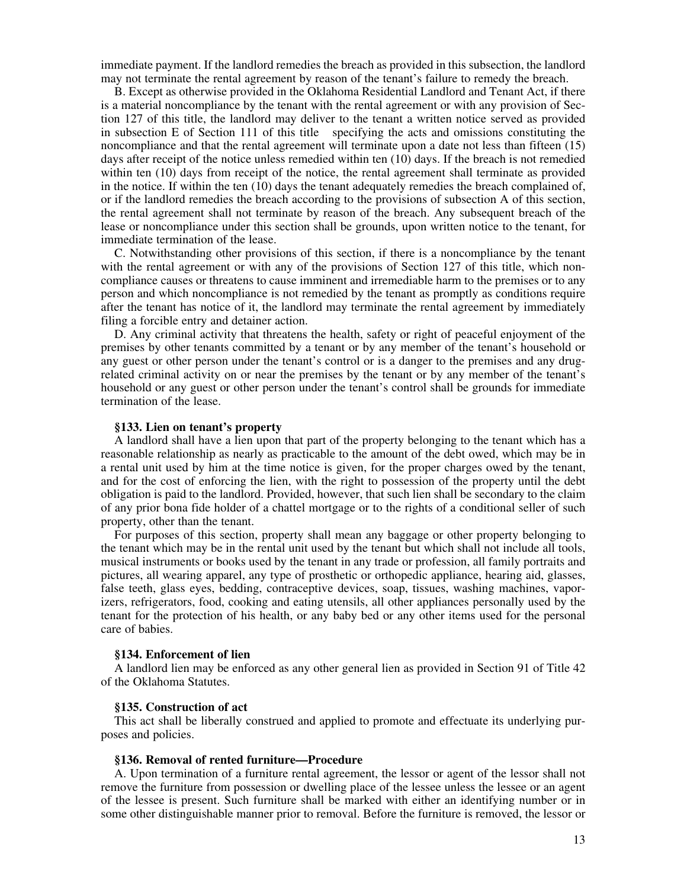immediate payment. If the landlord remedies the breach as provided in this subsection, the landlord may not terminate the rental agreement by reason of the tenant's failure to remedy the breach.

B. Except as otherwise provided in the Oklahoma Residential Landlord and Tenant Act, if there is a material noncompliance by the tenant with the rental agreement or with any provision of Section 127 of this title, the landlord may deliver to the tenant a written notice served as provided in subsection E of Section 111 of this title specifying the acts and omissions constituting the noncompliance and that the rental agreement will terminate upon a date not less than fifteen (15) days after receipt of the notice unless remedied within ten (10) days. If the breach is not remedied within ten (10) days from receipt of the notice, the rental agreement shall terminate as provided in the notice. If within the ten (10) days the tenant adequately remedies the breach complained of, or if the landlord remedies the breach according to the provisions of subsection A of this section, the rental agreement shall not terminate by reason of the breach. Any subsequent breach of the lease or noncompliance under this section shall be grounds, upon written notice to the tenant, for immediate termination of the lease.

C. Notwithstanding other provisions of this section, if there is a noncompliance by the tenant with the rental agreement or with any of the provisions of Section 127 of this title, which noncompliance causes or threatens to cause imminent and irremediable harm to the premises or to any person and which noncompliance is not remedied by the tenant as promptly as conditions require after the tenant has notice of it, the landlord may terminate the rental agreement by immediately filing a forcible entry and detainer action.

D. Any criminal activity that threatens the health, safety or right of peaceful enjoyment of the premises by other tenants committed by a tenant or by any member of the tenant's household or any guest or other person under the tenant's control or is a danger to the premises and any drug-related criminal activity on or near the premises by the tenant or by any member of the tenant's household or any guest or other person under the tenant's control shall be grounds for immediate termination of the lease.

### §133. Lien on tenant's property

A landlord shall have a lien upon that part of the property belonging to the tenant which has a reasonable relationship as nearly as practicable to the amount of the debt owed, which may be in a rental unit used by him at the time notice is given, for the proper charges owed by the tenant, and for the cost of enforcing the lien, with the right to possession of the property until the debt obligation is paid to the landlord. Provided, however, that such lien shall be secondary to the claim of any prior bona fide holder of a chattel mortgage or to the rights of a conditional seller of such property, other than the tenant.

For purposes of this section, property shall mean any baggage or other property belonging to the tenant which may be in the rental unit used by the tenant but which shall not include all tools, musical instruments or books used by the tenant in any trade or profession, all family portraits and pictures, all wearing apparel, any type of prosthetic or orthopedic appliance, hearing aid, glasses, false teeth, glass eyes, bedding, contraceptive devices, soap, tissues, washing machines, vaporizers, refrigerators, food, cooking and eating utensils, all other appliances personally used by the tenant for the protection of his health, or any baby bed or any other items used for the personal care of babies.

### §134. Enforcement of lien

A landlord lien may be enforced as any other general lien as provided in Section 91 of Title 42 of the Oklahoma Statutes.

### §135. Construction of act

This act shall be liberally construed and applied to promote and effectuate its underlying purposes and policies.

### §136. Removal of rented furniture—Procedure

A. Upon termination of a furniture rental agreement, the lessor or agent of the lessor shall not remove the furniture from possession or dwelling place of the lessee unless the lessee or an agent of the lessee is present. Such furniture shall be marked with either an identifying number or in some other distinguishable manner prior to removal. Before the furniture is removed, the lessor or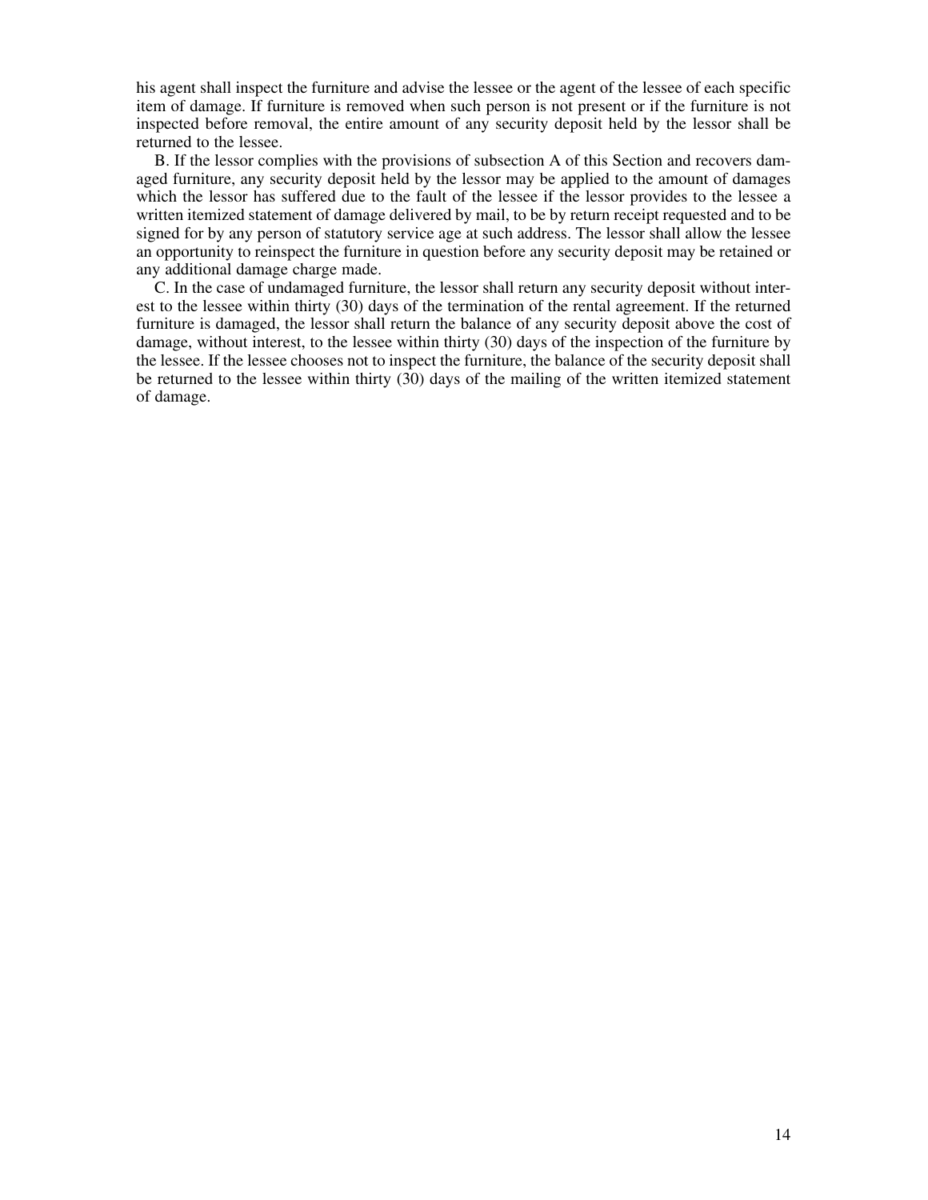his agent shall inspect the furniture and advise the lessee or the agent of the lessee of each specific item of damage. If furniture is removed when such person is not present or if the furniture is not inspected before removal, the entire amount of any security deposit held by the lessor shall be returned to the lessee.

B. If the lessor complies with the provisions of subsection A of this Section and recovers damaged furniture, any security deposit held by the lessor may be applied to the amount of damages which the lessor has suffered due to the fault of the lessee if the lessor provides to the lessee a written itemized statement of damage delivered by mail, to be by return receipt requested and to be signed for by any person of statutory service age at such address. The lessor shall allow the lessee an opportunity to reinspect the furniture in question before any security deposit may be retained or any additional damage charge made.

C. In the case of undamaged furniture, the lessor shall return any security deposit without interest to the lessee within thirty (30) days of the termination of the rental agreement. If the returned furniture is damaged, the lessor shall return the balance of any security deposit above the cost of damage, without interest, to the lessee within thirty (30) days of the inspection of the furniture by the lessee. If the lessee chooses not to inspect the furniture, the balance of the security deposit shall be returned to the lessee within thirty (30) days of the mailing of the written itemized statement of damage.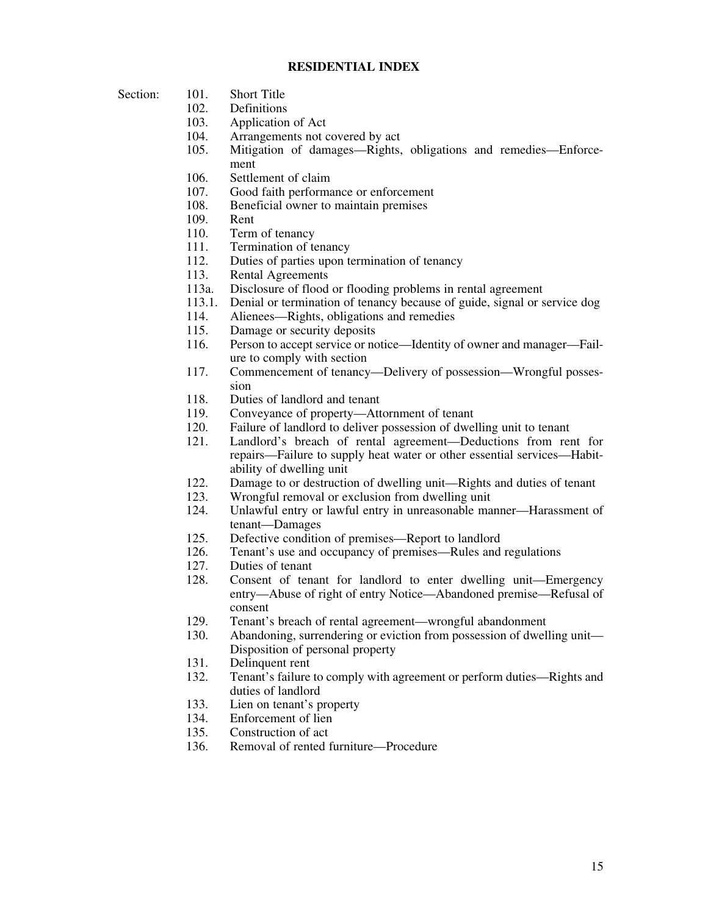# RESIDENTIAL INDEX

Section:

101. Short Title
102. Definitions
103. Application of Act
104. Arrangements not covered by act
105. Mitigation of damages—Rights, obligations and remedies—Enforcement
106. Settlement of claim
107. Good faith performance or enforcement
108. Beneficial owner to maintain premises
109. Rent
110. Term of tenancy
111. Termination of tenancy
112. Duties of parties upon termination of tenancy
113. Rental Agreements

113a. Disclosure of flood or flooding problems in rental agreement

113.1. Denial or termination of tenancy because of guide, signal or service dog

114. Alienees—Rights, obligations and remedies
115. Damage or security deposits
116. Person to accept service or notice—Identity of owner and manager—Failure to comply with section
117. Commencement of tenancy—Delivery of possession—Wrongful possession
118. Duties of landlord and tenant
119. Conveyance of property—Attornment of tenant
120. Failure of landlord to deliver possession of dwelling unit to tenant
121. Landlord's breach of rental agreement—Deductions from rent for repairs—Failure to supply heat water or other essential services—Habitability of dwelling unit
122. Damage to or destruction of dwelling unit—Rights and duties of tenant
123. Wrongful removal or exclusion from dwelling unit
124. Unlawful entry or lawful entry in unreasonable manner—Harassment of tenant—Damages
125. Defective condition of premises—Report to landlord
126. Tenant's use and occupancy of premises—Rules and regulations
127. Duties of tenant
128. Consent of tenant for landlord to enter dwelling unit—Emergency entry—Abuse of right of entry Notice—Abandoned premise—Refusal of consent
129. Tenant's breach of rental agreement—wrongful abandonment
130. Abandoning, surrendering or eviction from possession of dwelling unit—Disposition of personal property
131. Delinquent rent
132. Tenant's failure to comply with agreement or perform duties—Rights and duties of landlord
133. Lien on tenant's property
134. Enforcement of lien
135. Construction of act
136. Removal of rented furniture—Procedure